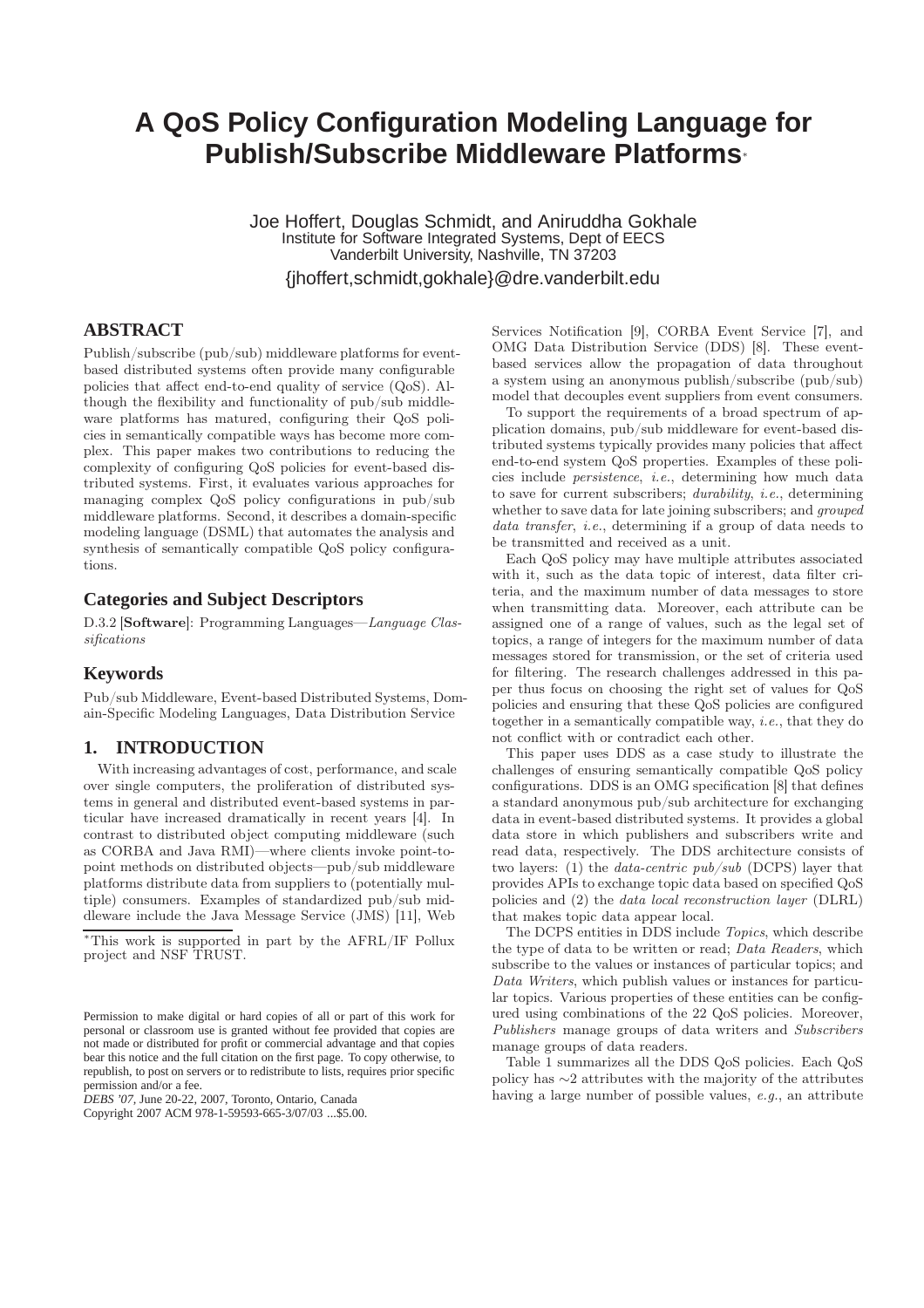# A QoS Policy Configuration Modeling Language for Publish/Subscribe Middleware Platforms*

Joe Hoffert, Douglas Schmidt, and Aniruddha Gokhale
Institute for Software Integrated Systems, Dept of EECS
Vanderbilt University, Nashville, TN 37203
{jhoffert,schmidt,gokhale}@dre.vanderbilt.edu

## ABSTRACT

Publish/subscribe (pub/sub) middleware platforms for event-based distributed systems often provide many configurable policies that affect end-to-end quality of service (QoS). Although the flexibility and functionality of pub/sub middleware platforms has matured, configuring their QoS policies in semantically compatible ways has become more complex. This paper makes two contributions to reducing the complexity of configuring QoS policies for event-based distributed systems. First, it evaluates various approaches for managing complex QoS policy configurations in pub/sub middleware platforms. Second, it describes a domain-specific modeling language (DSML) that automates the analysis and synthesis of semantically compatible QoS policy configurations.

## Categories and Subject Descriptors

D.3.2 [**Software**]: Programming Languages—*Language Classifications*

## Keywords

Pub/sub Middleware, Event-based Distributed Systems, Domain-Specific Modeling Languages, Data Distribution Service

## 1. INTRODUCTION

With increasing advantages of cost, performance, and scale over single computers, the proliferation of distributed systems in general and distributed event-based systems in particular have increased dramatically in recent years [4]. In contrast to distributed object computing middleware (such as CORBA and Java RMI)—where clients invoke point-to-point methods on distributed objects—pub/sub middleware platforms distribute data from suppliers to (potentially multiple) consumers. Examples of standardized pub/sub middleware include the Java Message Service (JMS) [11], Web Services Notification [9], CORBA Event Service [7], and OMG Data Distribution Service (DDS) [8]. These event-based services allow the propagation of data throughout a system using an anonymous publish/subscribe (pub/sub) model that decouples event suppliers from event consumers.

To support the requirements of a broad spectrum of application domains, pub/sub middleware for event-based distributed systems typically provides many policies that affect end-to-end system QoS properties. Examples of these policies include *persistence*, *i.e.*, determining how much data to save for current subscribers; *durability*, *i.e.*, determining whether to save data for late joining subscribers; and *grouped data transfer*, *i.e.*, determining if a group of data needs to be transmitted and received as a unit.

Each QoS policy may have multiple attributes associated with it, such as the data topic of interest, data filter criteria, and the maximum number of data messages to store when transmitting data. Moreover, each attribute can be assigned one of a range of values, such as the legal set of topics, a range of integers for the maximum number of data messages stored for transmission, or the set of criteria used for filtering. The research challenges addressed in this paper thus focus on choosing the right set of values for QoS policies and ensuring that these QoS policies are configured together in a semantically compatible way, *i.e.*, that they do not conflict with or contradict each other.

This paper uses DDS as a case study to illustrate the challenges of ensuring semantically compatible QoS policy configurations. DDS is an OMG specification [8] that defines a standard anonymous pub/sub architecture for exchanging data in event-based distributed systems. It provides a global data store in which publishers and subscribers write and read data, respectively. The DDS architecture consists of two layers: (1) the *data-centric pub/sub* (DCPS) layer that provides APIs to exchange topic data based on specified QoS policies and (2) the *data local reconstruction layer* (DLRL) that makes topic data appear local.

The DCPS entities in DDS include *Topics*, which describe the type of data to be written or read; *Data Readers*, which subscribe to the values or instances of particular topics; and *Data Writers*, which publish values or instances for particular topics. Various properties of these entities can be configured using combinations of the 22 QoS policies. Moreover, *Publishers* manage groups of data writers and *Subscribers* manage groups of data readers.

Table 1 summarizes all the DDS QoS policies. Each QoS policy has ∼2 attributes with the majority of the attributes having a large number of possible values, *e.g.*, an attribute

*This work is supported in part by the AFRL/IF Pollux project and NSF TRUST.

Permission to make digital or hard copies of all or part of this work for personal or classroom use is granted without fee provided that copies are not made or distributed for profit or commercial advantage and that copies bear this notice and the full citation on the first page. To copy otherwise, to republish, to post on servers or to redistribute to lists, requires prior specific permission and/or a fee.
*DEBS '07*, June 20-22, 2007, Toronto, Ontario, Canada
Copyright 2007 ACM 978-1-59593-665-3/07/03 ...$5.00.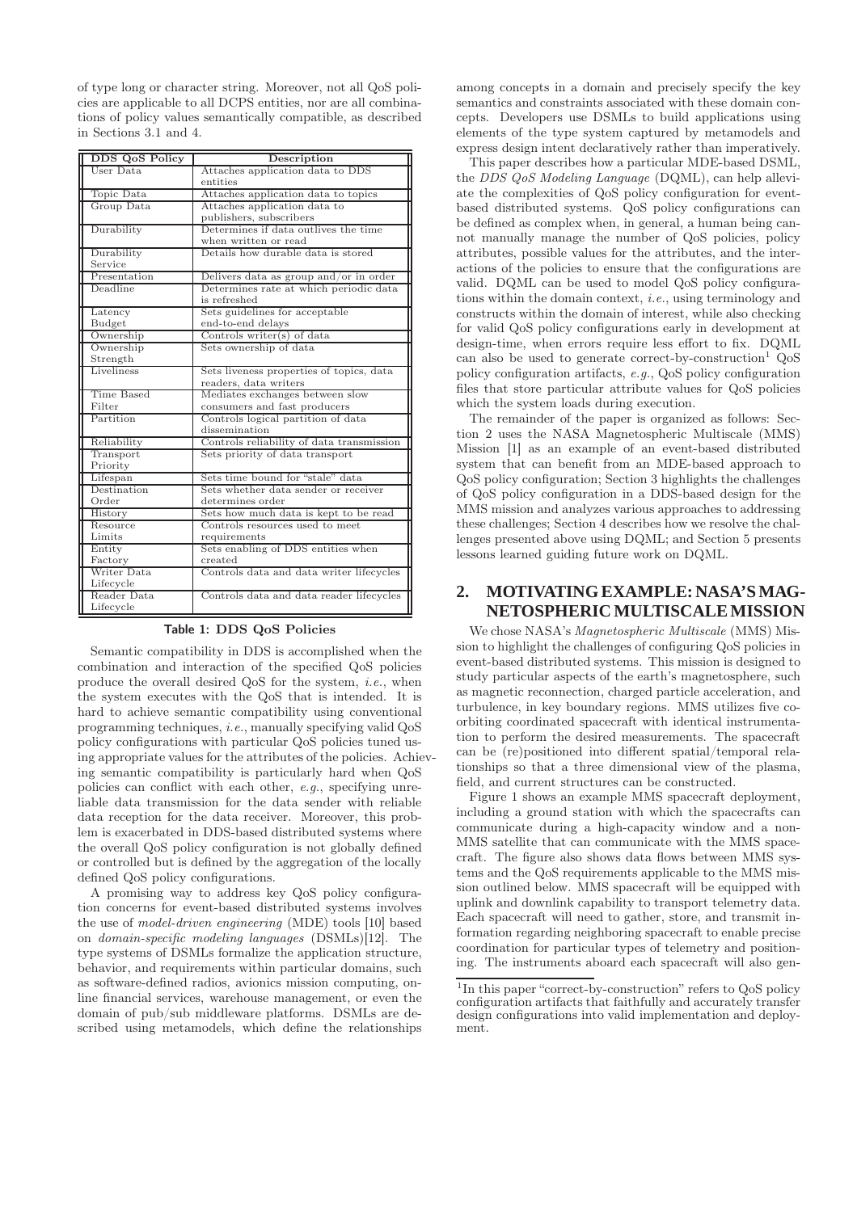of type long or character string. Moreover, not all QoS policies are applicable to all DCPS entities, nor are all combinations of policy values semantically compatible, as described in Sections 3.1 and 4.

| DDS QoS Policy | Description |
|---|---|
| User Data | Attaches application data to DDS entities |
| Topic Data | Attaches application data to topics |
| Group Data | Attaches application data to publishers, subscribers |
| Durability | Determines if data outlives the time when written or read |
| Durability Service | Details how durable data is stored |
| Presentation | Delivers data as group and/or in order |
| Deadline | Determines rate at which periodic data is refreshed |
| Latency Budget | Sets guidelines for acceptable end-to-end delays |
| Ownership | Controls writer(s) of data |
| Ownership Strength | Sets ownership of data |
| Liveliness | Sets liveness properties of topics, data readers, data writers |
| Time Based Filter | Mediates exchanges between slow consumers and fast producers |
| Partition | Controls logical partition of data dissemination |
| Reliability | Controls reliability of data transmission |
| Transport Priority | Sets priority of data transport |
| Lifespan | Sets time bound for "stale" data |
| Destination Order | Sets whether data sender or receiver determines order |
| History | Sets how much data is kept to be read |
| Resource Limits | Controls resources used to meet requirements |
| Entity Factory | Sets enabling of DDS entities when created |
| Writer Data Lifecycle | Controls data and data writer lifecycles |
| Reader Data Lifecycle | Controls data and data reader lifecycles |

**Table 1: DDS QoS Policies**

Semantic compatibility in DDS is accomplished when the combination and interaction of the specified QoS policies produce the overall desired QoS for the system, *i.e.*, when the system executes with the QoS that is intended. It is hard to achieve semantic compatibility using conventional programming techniques, *i.e.*, manually specifying valid QoS policy configurations with particular QoS policies tuned using appropriate values for the attributes of the policies. Achieving semantic compatibility is particularly hard when QoS policies can conflict with each other, *e.g.*, specifying unreliable data transmission for the data sender with reliable data reception for the data receiver. Moreover, this problem is exacerbated in DDS-based distributed systems where the overall QoS policy configuration is not globally defined or controlled but is defined by the aggregation of the locally defined QoS policy configurations.

A promising way to address key QoS policy configuration concerns for event-based distributed systems involves the use of *model-driven engineering* (MDE) tools [10] based on *domain-specific modeling languages* (DSMLs)[12]. The type systems of DSMLs formalize the application structure, behavior, and requirements within particular domains, such as software-defined radios, avionics mission computing, online financial services, warehouse management, or even the domain of pub/sub middleware platforms. DSMLs are described using metamodels, which define the relationships among concepts in a domain and precisely specify the key semantics and constraints associated with these domain concepts. Developers use DSMLs to build applications using elements of the type system captured by metamodels and express design intent declaratively rather than imperatively.

This paper describes how a particular MDE-based DSML, the *DDS QoS Modeling Language* (DQML), can help alleviate the complexities of QoS policy configuration for event-based distributed systems. QoS policy configurations can be defined as complex when, in general, a human being cannot manually manage the number of QoS policies, policy attributes, possible values for the attributes, and the interactions of the policies to ensure that the configurations are valid. DQML can be used to model QoS policy configurations within the domain context, *i.e.*, using terminology and constructs within the domain of interest, while also checking for valid QoS policy configurations early in development at design-time, when errors require less effort to fix. DQML can also be used to generate correct-by-construction[1] QoS policy configuration artifacts, *e.g.*, QoS policy configuration files that store particular attribute values for QoS policies which the system loads during execution.

The remainder of the paper is organized as follows: Section 2 uses the NASA Magnetospheric Multiscale (MMS) Mission [1] as an example of an event-based distributed system that can benefit from an MDE-based approach to QoS policy configuration; Section 3 highlights the challenges of QoS policy configuration in a DDS-based design for the MMS mission and analyzes various approaches to addressing these challenges; Section 4 describes how we resolve the challenges presented above using DQML; and Section 5 presents lessons learned guiding future work on DQML.

## 2. MOTIVATING EXAMPLE: NASA'S MAGNETOSPHERIC MULTISCALE MISSION

We chose NASA's *Magnetospheric Multiscale* (MMS) Mission to highlight the challenges of configuring QoS policies in event-based distributed systems. This mission is designed to study particular aspects of the earth's magnetosphere, such as magnetic reconnection, charged particle acceleration, and turbulence, in key boundary regions. MMS utilizes five coorbiting coordinated spacecraft with identical instrumentation to perform the desired measurements. The spacecraft can be (re)positioned into different spatial/temporal relationships so that a three dimensional view of the plasma, field, and current structures can be constructed.

Figure 1 shows an example MMS spacecraft deployment, including a ground station with which the spacecrafts can communicate during a high-capacity window and a non-MMS satellite that can communicate with the MMS spacecraft. The figure also shows data flows between MMS systems and the QoS requirements applicable to the MMS mission outlined below. MMS spacecraft will be equipped with uplink and downlink capability to transport telemetry data. Each spacecraft will need to gather, store, and transmit information regarding neighboring spacecraft to enable precise coordination for particular types of telemetry and positioning. The instruments aboard each spacecraft will also gen-

[1] In this paper "correct-by-construction" refers to QoS policy configuration artifacts that faithfully and accurately transfer design configurations into valid implementation and deployment.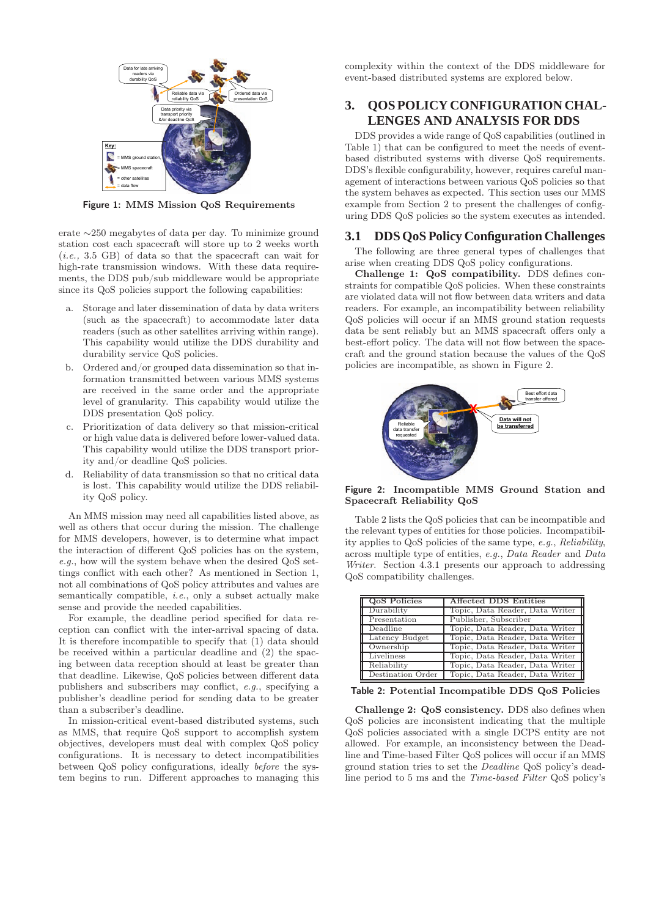Figure 1: MMS Mission QoS Requirements

erate ∼250 megabytes of data per day. To minimize ground station cost each spacecraft will store up to 2 weeks worth (*i.e.,* 3.5 GB) of data so that the spacecraft can wait for high-rate transmission windows. With these data requirements, the DDS pub/sub middleware would be appropriate since its QoS policies support the following capabilities:

a. Storage and later dissemination of data by data writers (such as the spacecraft) to accommodate later data readers (such as other satellites arriving within range). This capability would utilize the DDS durability and durability service QoS policies.

b. Ordered and/or grouped data dissemination so that information transmitted between various MMS systems are received in the same order and the appropriate level of granularity. This capability would utilize the DDS presentation QoS policy.

c. Prioritization of data delivery so that mission-critical or high value data is delivered before lower-valued data. This capability would utilize the DDS transport priority and/or deadline QoS policies.

d. Reliability of data transmission so that no critical data is lost. This capability would utilize the DDS reliability QoS policy.

An MMS mission may need all capabilities listed above, as well as others that occur during the mission. The challenge for MMS developers, however, is to determine what impact the interaction of different QoS policies has on the system, *e.g.*, how will the system behave when the desired QoS settings conflict with each other? As mentioned in Section 1, not all combinations of QoS policy attributes and values are semantically compatible, *i.e.*, only a subset actually make sense and provide the needed capabilities.

For example, the deadline period specified for data reception can conflict with the inter-arrival spacing of data. It is therefore incompatible to specify that (1) data should be received within a particular deadline and (2) the spacing between data reception should at least be greater than that deadline. Likewise, QoS policies between different data publishers and subscribers may conflict, *e.g.*, specifying a publisher's deadline period for sending data to be greater than a subscriber's deadline.

In mission-critical event-based distributed systems, such as MMS, that require QoS support to accomplish system objectives, developers must deal with complex QoS policy configurations. It is necessary to detect incompatibilities between QoS policy configurations, ideally *before* the system begins to run. Different approaches to managing this complexity within the context of the DDS middleware for event-based distributed systems are explored below.

# 3. QOS POLICY CONFIGURATION CHALLENGES AND ANALYSIS FOR DDS

DDS provides a wide range of QoS capabilities (outlined in Table 1) that can be configured to meet the needs of event-based distributed systems with diverse QoS requirements. DDS's flexible configurability, however, requires careful management of interactions between various QoS policies so that the system behaves as expected. This section uses our MMS example from Section 2 to present the challenges of configuring DDS QoS policies so the system executes as intended.

## 3.1 DDS QoS Policy Configuration Challenges

The following are three general types of challenges that arise when creating DDS QoS policy configurations.

**Challenge 1: QoS compatibility.** DDS defines constraints for compatible QoS policies. When these constraints are violated data will not flow between data writers and data readers. For example, an incompatibility between reliability QoS policies will occur if an MMS ground station requests data be sent reliably but an MMS spacecraft offers only a best-effort policy. The data will not flow between the spacecraft and the ground station because the values of the QoS policies are incompatible, as shown in Figure 2.

Figure 2: Incompatible MMS Ground Station and Spacecraft Reliability QoS

Table 2 lists the QoS policies that can be incompatible and the relevant types of entities for those policies. Incompatibility applies to QoS policies of the same type, *e.g.*, *Reliability*, across multiple type of entities, *e.g.*, *Data Reader* and *Data Writer*. Section 4.3.1 presents our approach to addressing QoS compatibility challenges.

| QoS Policies | Affected DDS Entities |
|---|---|
| Durability | Topic, Data Reader, Data Writer |
| Presentation | Publisher, Subscriber |
| Deadline | Topic, Data Reader, Data Writer |
| Latency Budget | Topic, Data Reader, Data Writer |
| Ownership | Topic, Data Reader, Data Writer |
| Liveliness | Topic, Data Reader, Data Writer |
| Reliability | Topic, Data Reader, Data Writer |
| Destination Order | Topic, Data Reader, Data Writer |

Table 2: Potential Incompatible DDS QoS Policies

**Challenge 2: QoS consistency.** DDS also defines when QoS policies are inconsistent indicating that the multiple QoS policies associated with a single DCPS entity are not allowed. For example, an inconsistency between the Deadline and Time-based Filter QoS polices will occur if an MMS ground station tries to set the *Deadline* QoS policy's deadline period to 5 ms and the *Time-based Filter* QoS policy's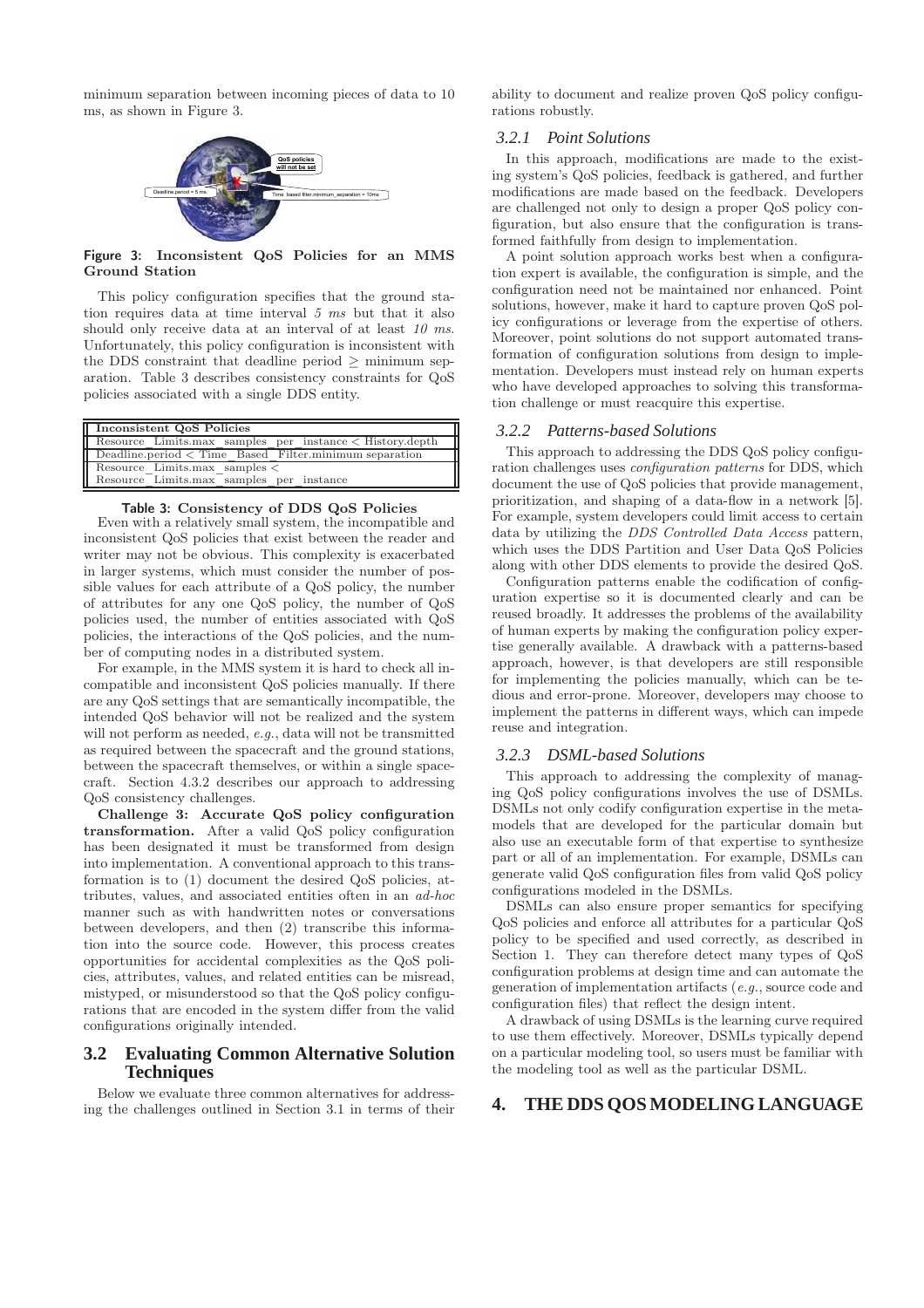minimum separation between incoming pieces of data to 10 ms, as shown in Figure 3.

**Figure 3: Inconsistent QoS Policies for an MMS Ground Station**

This policy configuration specifies that the ground station requires data at time interval *5 ms* but that it also should only receive data at an interval of at least *10 ms*. Unfortunately, this policy configuration is inconsistent with the DDS constraint that deadline period $\geq$ minimum separation. Table 3 describes consistency constraints for QoS policies associated with a single DDS entity.

| Inconsistent QoS Policies |
|---|
| Resource_Limits.max_samples_per_instance < History.depth |
| Deadline.period < Time_Based_Filter.minimum separation |
| Resource_Limits.max_samples < Resource_Limits.max_samples_per_instance |

**Table 3: Consistency of DDS QoS Policies**

Even with a relatively small system, the incompatible and inconsistent QoS policies that exist between the reader and writer may not be obvious. This complexity is exacerbated in larger systems, which must consider the number of possible values for each attribute of a QoS policy, the number of attributes for any one QoS policy, the number of QoS policies used, the number of entities associated with QoS policies, the interactions of the QoS policies, and the number of computing nodes in a distributed system.

For example, in the MMS system it is hard to check all incompatible and inconsistent QoS policies manually. If there are any QoS settings that are semantically incompatible, the intended QoS behavior will not be realized and the system will not perform as needed, *e.g.*, data will not be transmitted as required between the spacecraft and the ground stations, between the spacecraft themselves, or within a single spacecraft. Section 4.3.2 describes our approach to addressing QoS consistency challenges.

**Challenge 3: Accurate QoS policy configuration transformation.** After a valid QoS policy configuration has been designated it must be transformed from design into implementation. A conventional approach to this transformation is to (1) document the desired QoS policies, attributes, values, and associated entities often in an *ad-hoc* manner such as with handwritten notes or conversations between developers, and then (2) transcribe this information into the source code. However, this process creates opportunities for accidental complexities as the QoS policies, attributes, values, and related entities can be misread, mistyped, or misunderstood so that the QoS policy configurations that are encoded in the system differ from the valid configurations originally intended.

## 3.2 Evaluating Common Alternative Solution Techniques

Below we evaluate three common alternatives for addressing the challenges outlined in Section 3.1 in terms of their ability to document and realize proven QoS policy configurations robustly.

### 3.2.1 Point Solutions

In this approach, modifications are made to the existing system's QoS policies, feedback is gathered, and further modifications are made based on the feedback. Developers are challenged not only to design a proper QoS policy configuration, but also ensure that the configuration is transformed faithfully from design to implementation.

A point solution approach works best when a configuration expert is available, the configuration is simple, and the configuration need not be maintained nor enhanced. Point solutions, however, make it hard to capture proven QoS policy configurations or leverage from the expertise of others. Moreover, point solutions do not support automated transformation of configuration solutions from design to implementation. Developers must instead rely on human experts who have developed approaches to solving this transformation challenge or must reacquire this expertise.

### 3.2.2 Patterns-based Solutions

This approach to addressing the DDS QoS policy configuration challenges uses *configuration patterns* for DDS, which document the use of QoS policies that provide management, prioritization, and shaping of a data-flow in a network [5]. For example, system developers could limit access to certain data by utilizing the *DDS Controlled Data Access* pattern, which uses the DDS Partition and User Data QoS Policies along with other DDS elements to provide the desired QoS.

Configuration patterns enable the codification of configuration expertise so it is documented clearly and can be reused broadly. It addresses the problems of the availability of human experts by making the configuration policy expertise generally available. A drawback with a patterns-based approach, however, is that developers are still responsible for implementing the policies manually, which can be tedious and error-prone. Moreover, developers may choose to implement the patterns in different ways, which can impede reuse and integration.

### 3.2.3 DSML-based Solutions

This approach to addressing the complexity of managing QoS policy configurations involves the use of DSMLs. DSMLs not only codify configuration expertise in the metamodels that are developed for the particular domain but also use an executable form of that expertise to synthesize part or all of an implementation. For example, DSMLs can generate valid QoS configuration files from valid QoS policy configurations modeled in the DSMLs.

DSMLs can also ensure proper semantics for specifying QoS policies and enforce all attributes for a particular QoS policy to be specified and used correctly, as described in Section 1. They can therefore detect many types of QoS configuration problems at design time and can automate the generation of implementation artifacts (*e.g.*, source code and configuration files) that reflect the design intent.

A drawback of using DSMLs is the learning curve required to use them effectively. Moreover, DSMLs typically depend on a particular modeling tool, so users must be familiar with the modeling tool as well as the particular DSML.

# 4. THE DDS QOS MODELING LANGUAGE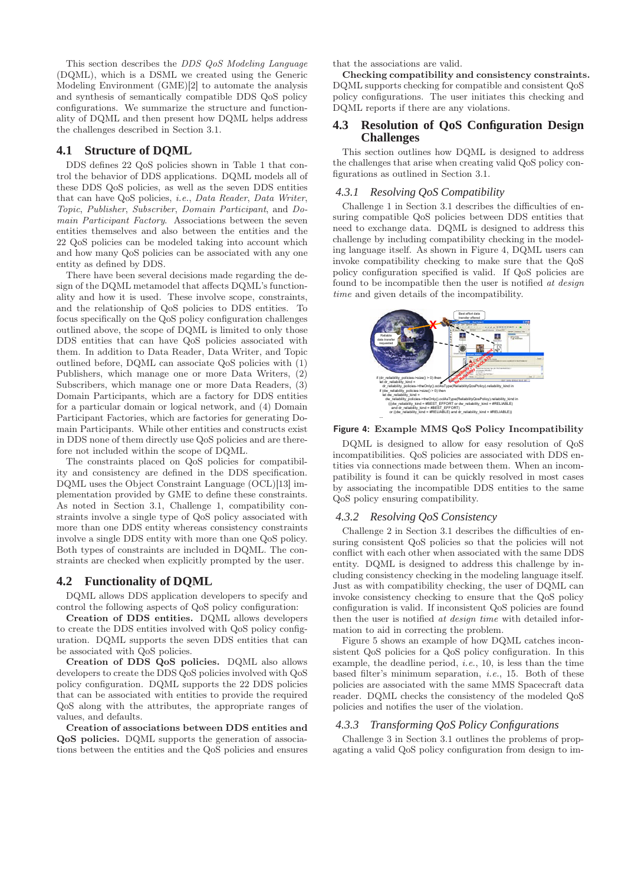This section describes the *DDS QoS Modeling Language* (DQML), which is a DSML we created using the Generic Modeling Environment (GME)[2] to automate the analysis and synthesis of semantically compatible DDS QoS policy configurations. We summarize the structure and functionality of DQML and then present how DQML helps address the challenges described in Section 3.1.

## 4.1 Structure of DQML

DDS defines 22 QoS policies shown in Table 1 that control the behavior of DDS applications. DQML models all of these DDS QoS policies, as well as the seven DDS entities that can have QoS policies, *i.e.*, *Data Reader*, *Data Writer*, *Topic*, *Publisher*, *Subscriber*, *Domain Participant*, and *Domain Participant Factory*. Associations between the seven entities themselves and also between the entities and the 22 QoS policies can be modeled taking into account which and how many QoS policies can be associated with any one entity as defined by DDS.

There have been several decisions made regarding the design of the DQML metamodel that affects DQML's functionality and how it is used. These involve scope, constraints, and the relationship of QoS policies to DDS entities. To focus specifically on the QoS policy configuration challenges outlined above, the scope of DQML is limited to only those DDS entities that can have QoS policies associated with them. In addition to Data Reader, Data Writer, and Topic outlined before, DQML can associate QoS policies with (1) Publishers, which manage one or more Data Writers, (2) Subscribers, which manage one or more Data Readers, (3) Domain Participants, which are a factory for DDS entities for a particular domain or logical network, and (4) Domain Participant Factories, which are factories for generating Domain Participants. While other entities and constructs exist in DDS none of them directly use QoS policies and are therefore not included within the scope of DQML.

The constraints placed on QoS policies for compatibility and consistency are defined in the DDS specification. DQML uses the Object Constraint Language (OCL)[13] implementation provided by GME to define these constraints. As noted in Section 3.1, Challenge 1, compatibility constraints involve a single type of QoS policy associated with more than one DDS entity whereas consistency constraints involve a single DDS entity with more than one QoS policy. Both types of constraints are included in DQML. The constraints are checked when explicitly prompted by the user.

## 4.2 Functionality of DQML

DQML allows DDS application developers to specify and control the following aspects of QoS policy configuration:

**Creation of DDS entities.** DQML allows developers to create the DDS entities involved with QoS policy configuration. DQML supports the seven DDS entities that can be associated with QoS policies.

**Creation of DDS QoS policies.** DQML also allows developers to create the DDS QoS policies involved with QoS policy configuration. DQML supports the 22 DDS policies that can be associated with entities to provide the required QoS along with the attributes, the appropriate ranges of values, and defaults.

**Creation of associations between DDS entities and QoS policies.** DQML supports the generation of associations between the entities and the QoS policies and ensures that the associations are valid.

**Checking compatibility and consistency constraints.** DQML supports checking for compatible and consistent QoS policy configurations. The user initiates this checking and DQML reports if there are any violations.

## 4.3 Resolution of QoS Configuration Design Challenges

This section outlines how DQML is designed to address the challenges that arise when creating valid QoS policy configurations as outlined in Section 3.1.

### 4.3.1 Resolving QoS Compatibility

Challenge 1 in Section 3.1 describes the difficulties of ensuring compatible QoS policies between DDS entities that need to exchange data. DQML is designed to address this challenge by including compatibility checking in the modeling language itself. As shown in Figure 4, DQML users can invoke compatibility checking to make sure that the QoS policy configuration specified is valid. If QoS policies are found to be incompatible then the user is notified *at design time* and given details of the incompatibility.

**Figure 4: Example MMS QoS Policy Incompatibility**

DQML is designed to allow for easy resolution of QoS incompatibilities. QoS policies are associated with DDS entities via connections made between them. When an incompatibility is found it can be quickly resolved in most cases by associating the incompatible DDS entities to the same QoS policy ensuring compatibility.

### 4.3.2 Resolving QoS Consistency

Challenge 2 in Section 3.1 describes the difficulties of ensuring consistent QoS policies so that the policies will not conflict with each other when associated with the same DDS entity. DQML is designed to address this challenge by including consistency checking in the modeling language itself. Just as with compatibility checking, the user of DQML can invoke consistency checking to ensure that the QoS policy configuration is valid. If inconsistent QoS policies are found then the user is notified *at design time* with detailed information to aid in correcting the problem.

Figure 5 shows an example of how DQML catches inconsistent QoS policies for a QoS policy configuration. In this example, the deadline period, *i.e.*, 10, is less than the time based filter's minimum separation, *i.e.*, 15. Both of these policies are associated with the same MMS Spacecraft data reader. DQML checks the consistency of the modeled QoS policies and notifies the user of the violation.

### 4.3.3 Transforming QoS Policy Configurations

Challenge 3 in Section 3.1 outlines the problems of propagating a valid QoS policy configuration from design to im-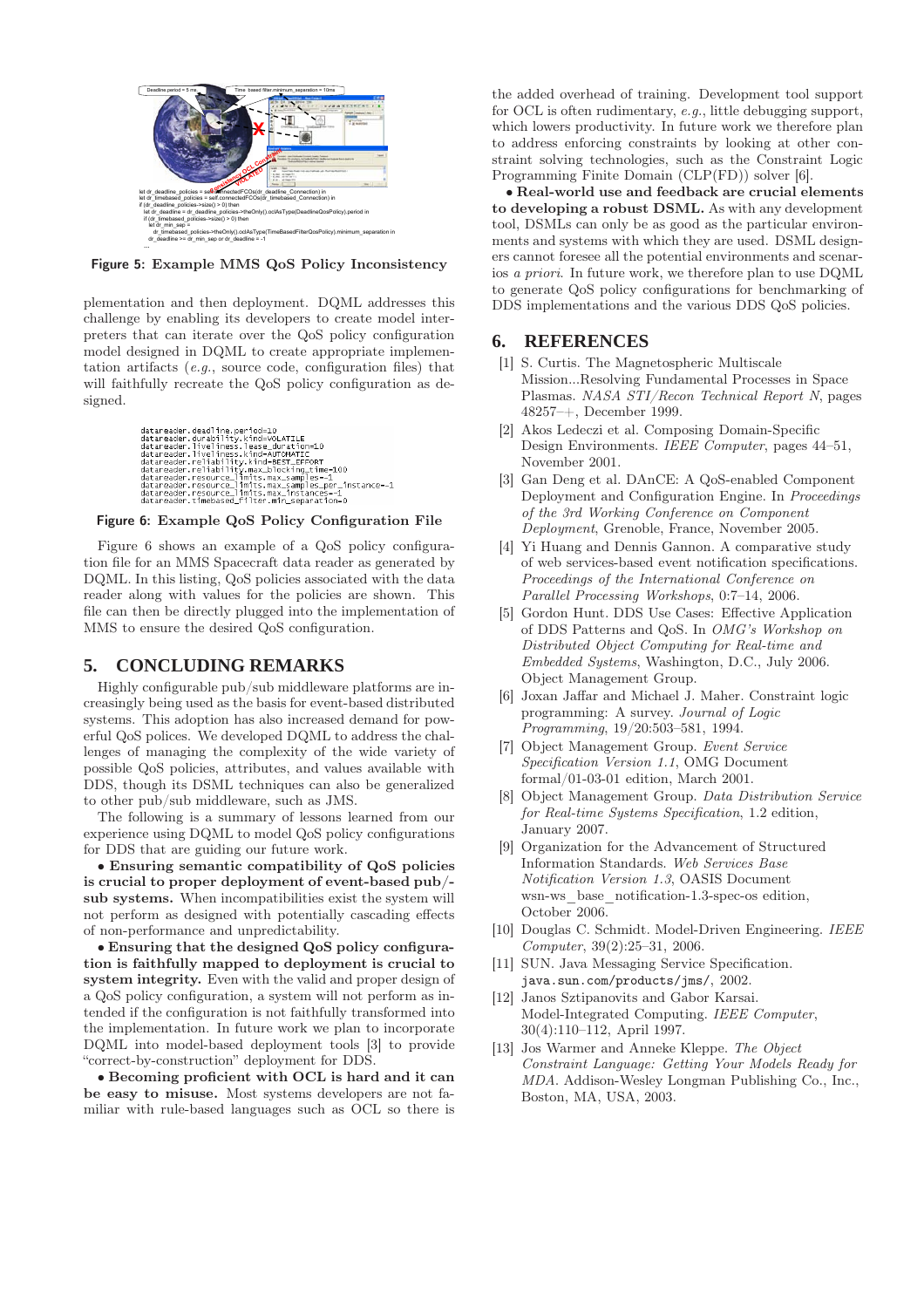Deadline period = 5 ms

Time based filter.minimum_separation = 10ms

let dr_deadline_policies = self.connectedFCOs(dr_deadline_Connection) in
let dr_timebased_policies = self.connectedFCOs(dr_timebased_Connection) in
if (dr_deadline_policies->size() > 0) then
let dr_deadline = dr_deadline_policies->theOnly().oclAsType(DeadlineQosPolicy).period in
if (dr_timebased_policies->size() > 0) then
let dr_min_sep =
dr_timebased_policies->theOnly().oclAsType(TimeBasedFilterQosPolicy).minimum_separation in
dr_deadline >= dr_min_sep or dr_deadline = -1
...

Figure 5: Example MMS QoS Policy Inconsistency

plementation and then deployment. DQML addresses this challenge by enabling its developers to create model interpreters that can iterate over the QoS policy configuration model designed in DQML to create appropriate implementation artifacts (*e.g.*, source code, configuration files) that will faithfully recreate the QoS policy configuration as designed.

```
datareader.deadline.period=10
datareader.durability.kind=VOLATILE
datareader.liveliness.lease_duration=10
datareader.liveliness.kind=AUTOMATIC
datareader.reliability.kind=BEST_EFFORT
datareader.reliability.max_blocking_time=100
datareader.resource_limits.max_samples=-1
datareader.resource_limits.max_samples_per_instance=-1
datareader.resource_limits.max_instances=-1
datareader.timebased_filter.min_separation=0
```

Figure 6: Example QoS Policy Configuration File

Figure 6 shows an example of a QoS policy configuration file for an MMS Spacecraft data reader as generated by DQML. In this listing, QoS policies associated with the data reader along with values for the policies are shown. This file can then be directly plugged into the implementation of MMS to ensure the desired QoS configuration.

## 5. CONCLUDING REMARKS

Highly configurable pub/sub middleware platforms are increasingly being used as the basis for event-based distributed systems. This adoption has also increased demand for powerful QoS polices. We developed DQML to address the challenges of managing the complexity of the wide variety of possible QoS policies, attributes, and values available with DDS, though its DSML techniques can also be generalized to other pub/sub middleware, such as JMS.

The following is a summary of lessons learned from our experience using DQML to model QoS policy configurations for DDS that are guiding our future work.

• **Ensuring semantic compatibility of QoS policies is crucial to proper deployment of event-based pub/-sub systems.** When incompatibilities exist the system will not perform as designed with potentially cascading effects of non-performance and unpredictability.

• **Ensuring that the designed QoS policy configuration is faithfully mapped to deployment is crucial to system integrity.** Even with the valid and proper design of a QoS policy configuration, a system will not perform as intended if the configuration is not faithfully transformed into the implementation. In future work we plan to incorporate DQML into model-based deployment tools [3] to provide "correct-by-construction" deployment for DDS.

• **Becoming proficient with OCL is hard and it can be easy to misuse.** Most systems developers are not familiar with rule-based languages such as OCL so there is the added overhead of training. Development tool support for OCL is often rudimentary, *e.g.*, little debugging support, which lowers productivity. In future work we therefore plan to address enforcing constraints by looking at other constraint solving technologies, such as the Constraint Logic Programming Finite Domain (CLP(FD)) solver [6].

• **Real-world use and feedback are crucial elements to developing a robust DSML.** As with any development tool, DSMLs can only be as good as the particular environments and systems with which they are used. DSML designers cannot foresee all the potential environments and scenarios *a priori*. In future work, we therefore plan to use DQML to generate QoS policy configurations for benchmarking of DDS implementations and the various DDS QoS policies.

## 6. REFERENCES

[1] S. Curtis. The Magnetospheric Multiscale Mission...Resolving Fundamental Processes in Space Plasmas. *NASA STI/Recon Technical Report N*, pages 48257–+, December 1999.

[2] Akos Ledeczi et al. Composing Domain-Specific Design Environments. *IEEE Computer*, pages 44–51, November 2001.

[3] Gan Deng et al. DAnCE: A QoS-enabled Component Deployment and Configuration Engine. In *Proceedings of the 3rd Working Conference on Component Deployment*, Grenoble, France, November 2005.

[4] Yi Huang and Dennis Gannon. A comparative study of web services-based event notification specifications. *Proceedings of the International Conference on Parallel Processing Workshops*, 0:7–14, 2006.

[5] Gordon Hunt. DDS Use Cases: Effective Application of DDS Patterns and QoS. In *OMG's Workshop on Distributed Object Computing for Real-time and Embedded Systems*, Washington, D.C., July 2006. Object Management Group.

[6] Joxan Jaffar and Michael J. Maher. Constraint logic programming: A survey. *Journal of Logic Programming*, 19/20:503–581, 1994.

[7] Object Management Group. *Event Service Specification Version 1.1*, OMG Document formal/01-03-01 edition, March 2001.

[8] Object Management Group. *Data Distribution Service for Real-time Systems Specification*, 1.2 edition, January 2007.

[9] Organization for the Advancement of Structured Information Standards. *Web Services Base Notification Version 1.3*, OASIS Document wsn-ws_base_notification-1.3-spec-os edition, October 2006.

[10] Douglas C. Schmidt. Model-Driven Engineering. *IEEE Computer*, 39(2):25–31, 2006.

[11] SUN. Java Messaging Service Specification. java.sun.com/products/jms/, 2002.

[12] Janos Sztipanovits and Gabor Karsai. Model-Integrated Computing. *IEEE Computer*, 30(4):110–112, April 1997.

[13] Jos Warmer and Anneke Kleppe. *The Object Constraint Language: Getting Your Models Ready for MDA*. Addison-Wesley Longman Publishing Co., Inc., Boston, MA, USA, 2003.